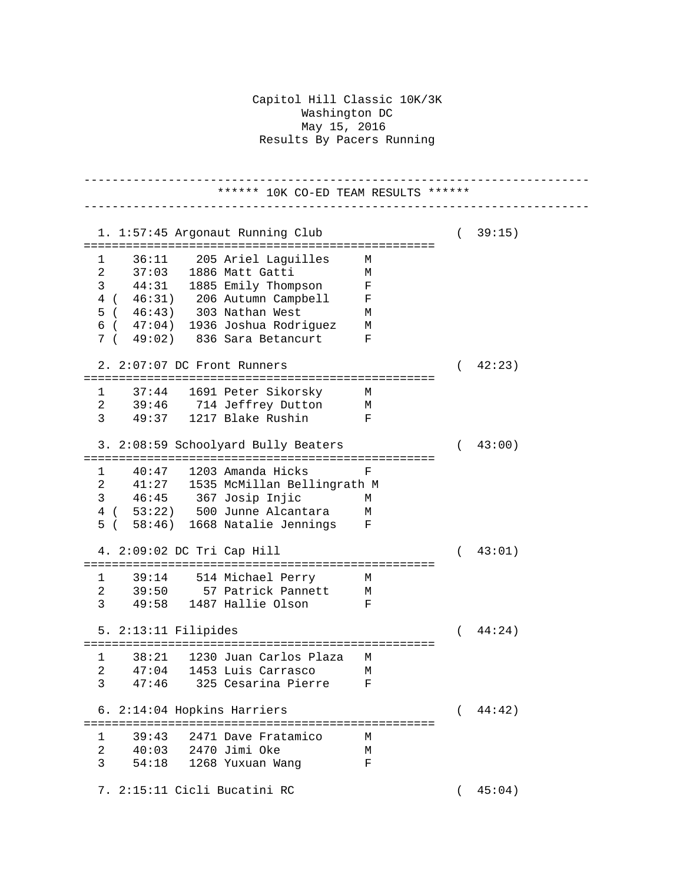# Capitol Hill Classic 10K/3K

Washington DC
May 15, 2016
Results By Pacers Running

## ****** 10K CO-ED TEAM RESULTS ******

### 1. 1:57:45 Argonaut Running Club ( 39:15)

| Place | Time | Bib | Name | Sex |
|---|---|---|---|---|
| 1 | 36:11 | 205 | Ariel Laguilles | M |
| 2 | 37:03 | 1886 | Matt Gatti | M |
| 3 | 44:31 | 1885 | Emily Thompson | F |
| 4 | ( 46:31) | 206 | Autumn Campbell | F |
| 5 | ( 46:43) | 303 | Nathan West | M |
| 6 | ( 47:04) | 1936 | Joshua Rodriguez | M |
| 7 | ( 49:02) | 836 | Sara Betancurt | F |

### 2. 2:07:07 DC Front Runners ( 42:23)

| Place | Time | Bib | Name | Sex |
|---|---|---|---|---|
| 1 | 37:44 | 1691 | Peter Sikorsky | M |
| 2 | 39:46 | 714 | Jeffrey Dutton | M |
| 3 | 49:37 | 1217 | Blake Rushin | F |

### 3. 2:08:59 Schoolyard Bully Beaters ( 43:00)

| Place | Time | Bib | Name | Sex |
|---|---|---|---|---|
| 1 | 40:47 | 1203 | Amanda Hicks | F |
| 2 | 41:27 | 1535 | McMillan Bellingrath | M |
| 3 | 46:45 | 367 | Josip Injic | M |
| 4 | ( 53:22) | 500 | Junne Alcantara | M |
| 5 | ( 58:46) | 1668 | Natalie Jennings | F |

### 4. 2:09:02 DC Tri Cap Hill ( 43:01)

| Place | Time | Bib | Name | Sex |
|---|---|---|---|---|
| 1 | 39:14 | 514 | Michael Perry | M |
| 2 | 39:50 | 57 | Patrick Pannett | M |
| 3 | 49:58 | 1487 | Hallie Olson | F |

### 5. 2:13:11 Filipides ( 44:24)

| Place | Time | Bib | Name | Sex |
|---|---|---|---|---|
| 1 | 38:21 | 1230 | Juan Carlos Plaza | M |
| 2 | 47:04 | 1453 | Luis Carrasco | M |
| 3 | 47:46 | 325 | Cesarina Pierre | F |

### 6. 2:14:04 Hopkins Harriers ( 44:42)

| Place | Time | Bib | Name | Sex |
|---|---|---|---|---|
| 1 | 39:43 | 2471 | Dave Fratamico | M |
| 2 | 40:03 | 2470 | Jimi Oke | M |
| 3 | 54:18 | 1268 | Yuxuan Wang | F |

### 7. 2:15:11 Cicli Bucatini RC ( 45:04)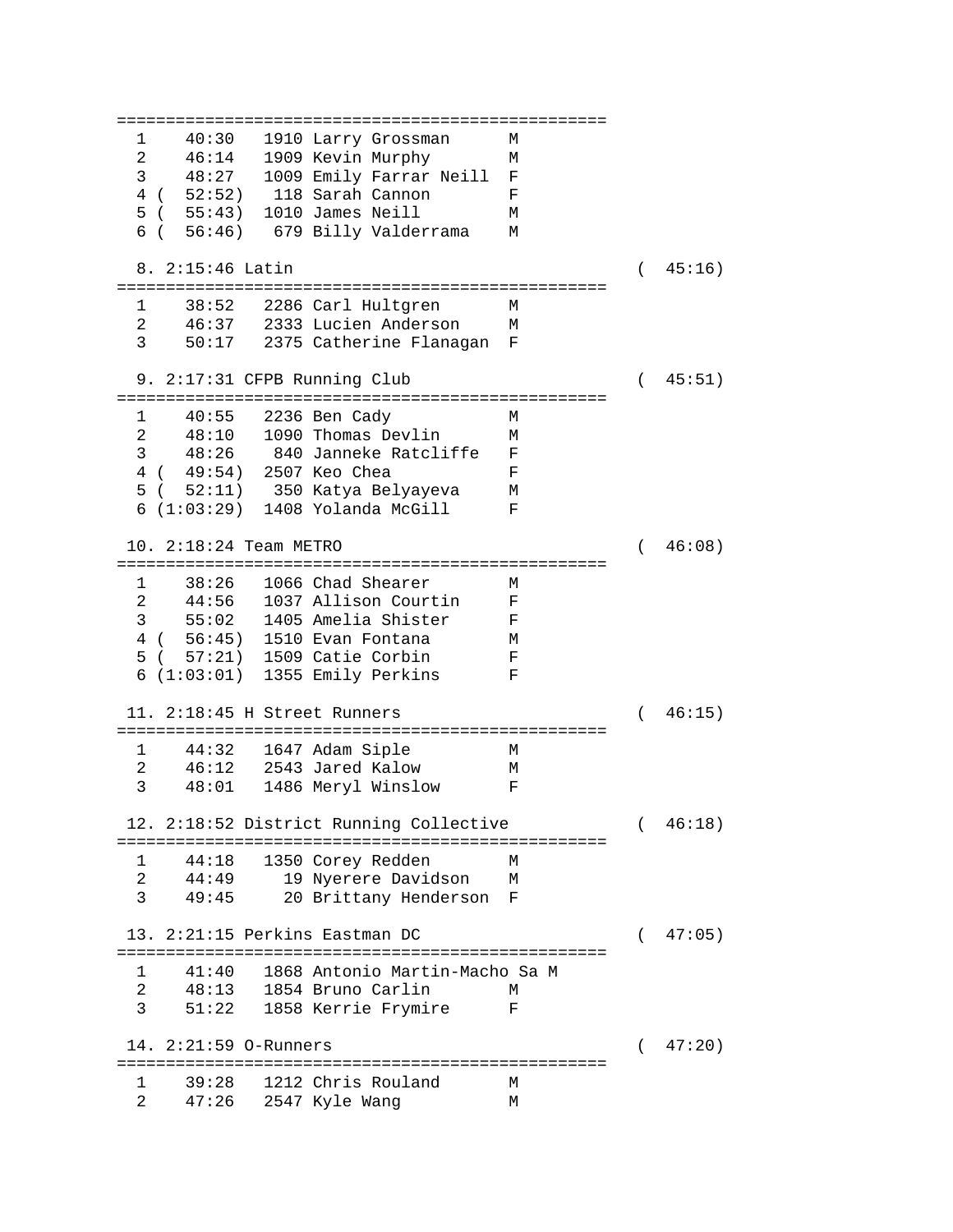```
==================================================
  1    40:30   1910 Larry Grossman      M
  2    46:14   1909 Kevin Murphy        M
  3    48:27   1009 Emily Farrar Neill  F
  4 (  52:52)   118 Sarah Cannon        F
  5 (  55:43)  1010 James Neill         M
  6 (  56:46)   679 Billy Valderrama    M

  8. 2:15:46 Latin                                    (  45:16)
==================================================
  1    38:52   2286 Carl Hultgren       M
  2    46:37   2333 Lucien Anderson     M
  3    50:17   2375 Catherine Flanagan  F

  9. 2:17:31 CFPB Running Club                        (  45:51)
==================================================
  1    40:55   2236 Ben Cady            M
  2    48:10   1090 Thomas Devlin       M
  3    48:26    840 Janneke Ratcliffe   F
  4 (  49:54)  2507 Keo Chea            F
  5 (  52:11)   350 Katya Belyayeva     M
  6 (1:03:29)  1408 Yolanda McGill      F

 10. 2:18:24 Team METRO                               (  46:08)
==================================================
  1    38:26   1066 Chad Shearer        M
  2    44:56   1037 Allison Courtin     F
  3    55:02   1405 Amelia Shister      F
  4 (  56:45)  1510 Evan Fontana        M
  5 (  57:21)  1509 Catie Corbin        F
  6 (1:03:01)  1355 Emily Perkins       F

 11. 2:18:45 H Street Runners                         (  46:15)
==================================================
  1    44:32   1647 Adam Siple          M
  2    46:12   2543 Jared Kalow         M
  3    48:01   1486 Meryl Winslow       F

 12. 2:18:52 District Running Collective              (  46:18)
==================================================
  1    44:18   1350 Corey Redden        M
  2    44:49     19 Nyerere Davidson    M
  3    49:45     20 Brittany Henderson  F

 13. 2:21:15 Perkins Eastman DC                       (  47:05)
==================================================
  1    41:40   1868 Antonio Martin-Macho Sa M
  2    48:13   1854 Bruno Carlin        M
  3    51:22   1858 Kerrie Frymire      F

 14. 2:21:59 O-Runners                                (  47:20)
==================================================
  1    39:28   1212 Chris Rouland       M
  2    47:26   2547 Kyle Wang           M
```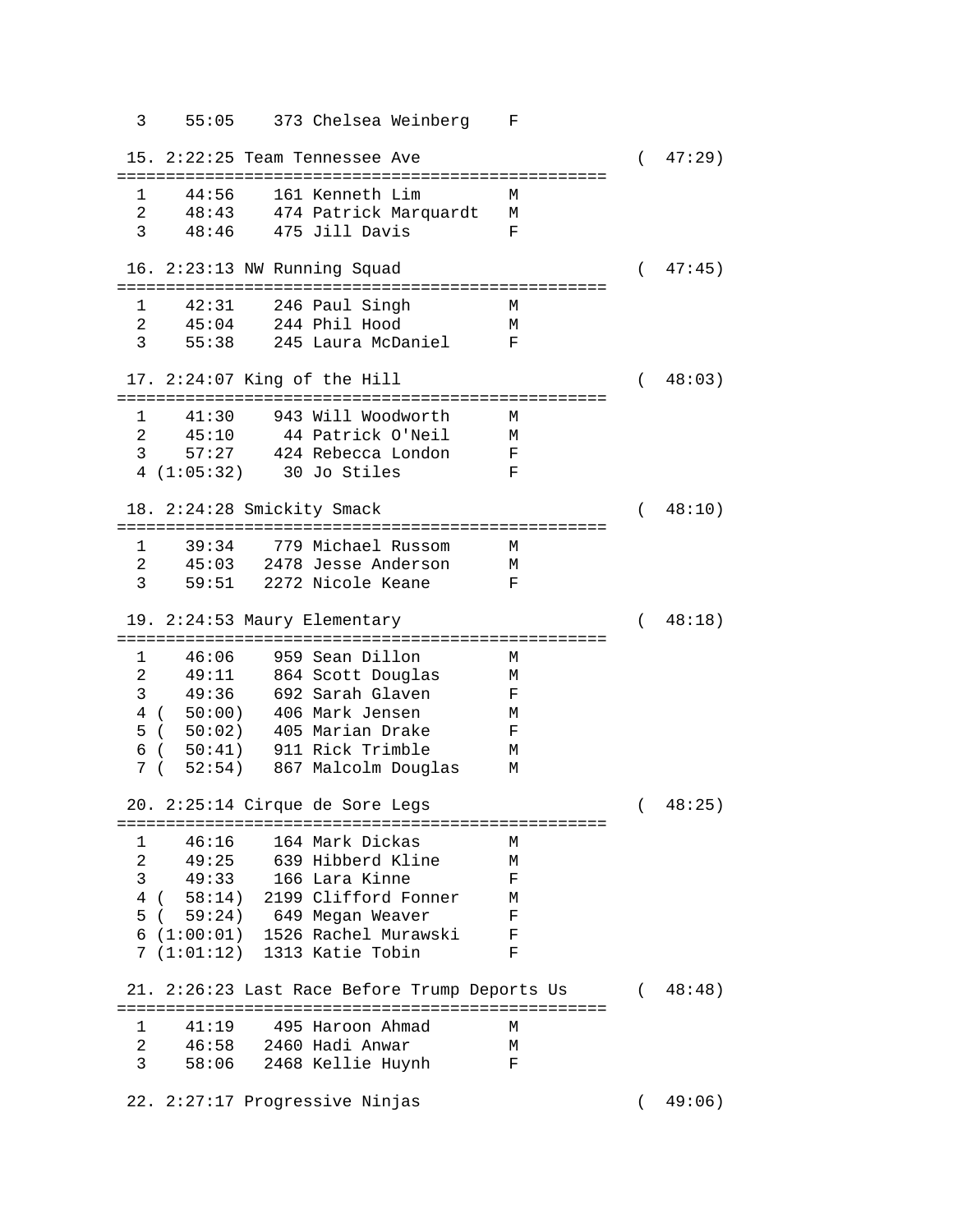```
  3    55:05    373 Chelsea Weinberg    F

 15. 2:22:25 Team Tennessee Ave                        (  47:29)
==================================================
  1    44:56    161 Kenneth Lim         M
  2    48:43    474 Patrick Marquardt   M
  3    48:46    475 Jill Davis          F

 16. 2:23:13 NW Running Squad                          (  47:45)
==================================================
  1    42:31    246 Paul Singh          M
  2    45:04    244 Phil Hood           M
  3    55:38    245 Laura McDaniel      F

 17. 2:24:07 King of the Hill                          (  48:03)
==================================================
  1    41:30    943 Will Woodworth      M
  2    45:10     44 Patrick O'Neil      M
  3    57:27    424 Rebecca London      F
  4 (1:05:32)    30 Jo Stiles           F

 18. 2:24:28 Smickity Smack                            (  48:10)
==================================================
  1    39:34    779 Michael Russom      M
  2    45:03   2478 Jesse Anderson      M
  3    59:51   2272 Nicole Keane        F

 19. 2:24:53 Maury Elementary                          (  48:18)
==================================================
  1    46:06    959 Sean Dillon         M
  2    49:11    864 Scott Douglas       M
  3    49:36    692 Sarah Glaven        F
  4 (  50:00)   406 Mark Jensen         M
  5 (  50:02)   405 Marian Drake        F
  6 (  50:41)   911 Rick Trimble        M
  7 (  52:54)   867 Malcolm Douglas     M

 20. 2:25:14 Cirque de Sore Legs                       (  48:25)
==================================================
  1    46:16    164 Mark Dickas         M
  2    49:25    639 Hibberd Kline       M
  3    49:33    166 Lara Kinne          F
  4 (  58:14)  2199 Clifford Fonner     M
  5 (  59:24)   649 Megan Weaver        F
  6 (1:00:01)  1526 Rachel Murawski     F
  7 (1:01:12)  1313 Katie Tobin         F

 21. 2:26:23 Last Race Before Trump Deports Us         (  48:48)
==================================================
  1    41:19    495 Haroon Ahmad        M
  2    46:58   2460 Hadi Anwar          M
  3    58:06   2468 Kellie Huynh        F

 22. 2:27:17 Progressive Ninjas                        (  49:06)
```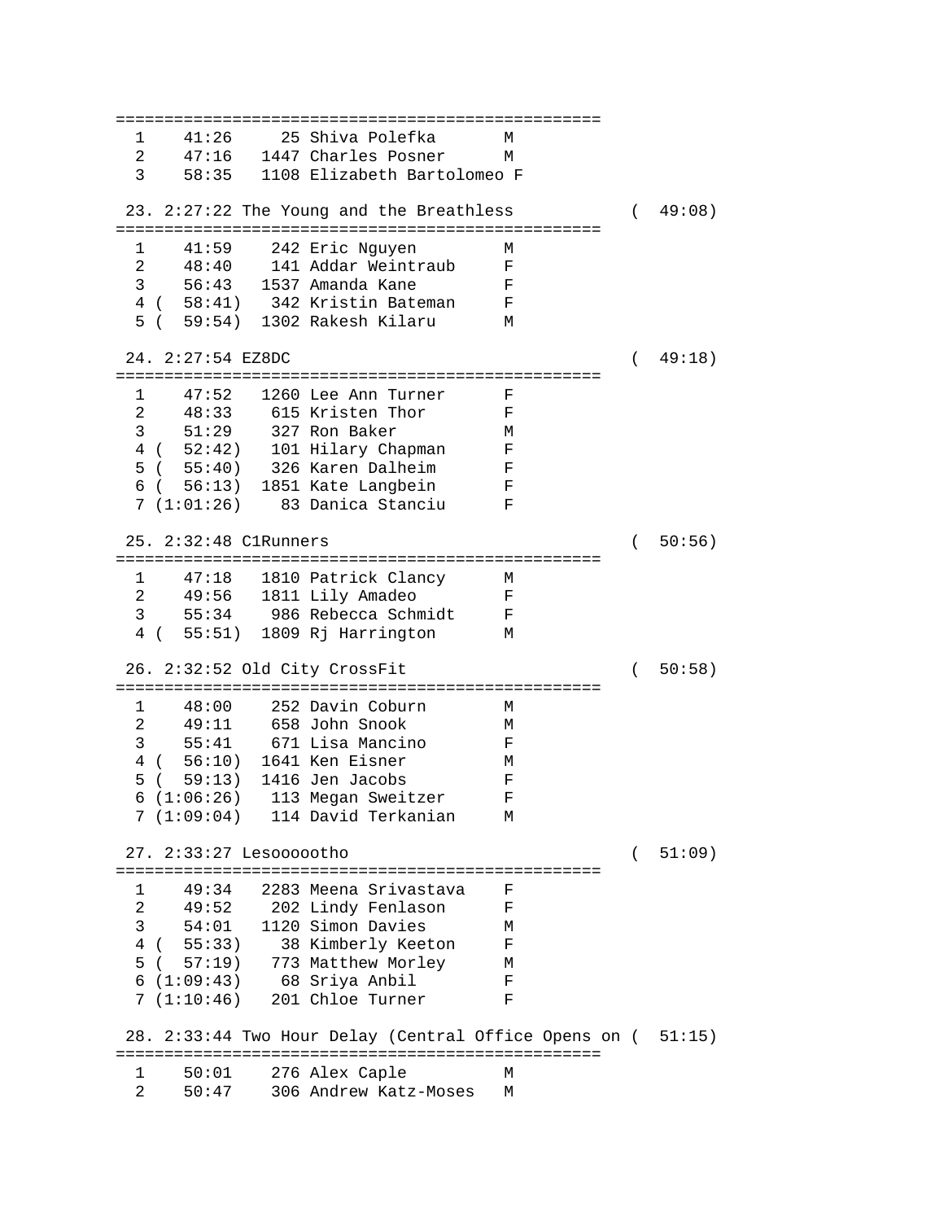```
==================================================
  1    41:26     25 Shiva Polefka       M
  2    47:16   1447 Charles Posner      M
  3    58:35   1108 Elizabeth Bartolomeo F

 23. 2:27:22 The Young and the Breathless           (  49:08)
==================================================
  1    41:59    242 Eric Nguyen         M
  2    48:40    141 Addar Weintraub     F
  3    56:43   1537 Amanda Kane         F
  4 (  58:41)   342 Kristin Bateman     F
  5 (  59:54)  1302 Rakesh Kilaru       M

 24. 2:27:54 EZ8DC                                  (  49:18)
==================================================
  1    47:52   1260 Lee Ann Turner      F
  2    48:33    615 Kristen Thor        F
  3    51:29    327 Ron Baker           M
  4 (  52:42)   101 Hilary Chapman      F
  5 (  55:40)   326 Karen Dalheim       F
  6 (  56:13)  1851 Kate Langbein       F
  7 (1:01:26)    83 Danica Stanciu      F

 25. 2:32:48 C1Runners                              (  50:56)
==================================================
  1    47:18   1810 Patrick Clancy      M
  2    49:56   1811 Lily Amadeo         F
  3    55:34    986 Rebecca Schmidt     F
  4 (  55:51)  1809 Rj Harrington       M

 26. 2:32:52 Old City CrossFit                      (  50:58)
==================================================
  1    48:00    252 Davin Coburn        M
  2    49:11    658 John Snook          M
  3    55:41    671 Lisa Mancino        F
  4 (  56:10)  1641 Ken Eisner          M
  5 (  59:13)  1416 Jen Jacobs          F
  6 (1:06:26)   113 Megan Sweitzer      F
  7 (1:09:04)   114 David Terkanian     M

 27. 2:33:27 Lesoooootho                            (  51:09)
==================================================
  1    49:34   2283 Meena Srivastava    F
  2    49:52    202 Lindy Fenlason      F
  3    54:01   1120 Simon Davies        M
  4 (  55:33)    38 Kimberly Keeton     F
  5 (  57:19)   773 Matthew Morley      M
  6 (1:09:43)    68 Sriya Anbil         F
  7 (1:10:46)   201 Chloe Turner        F

 28. 2:33:44 Two Hour Delay (Central Office Opens on (  51:15)
==================================================
  1    50:01    276 Alex Caple          M
  2    50:47    306 Andrew Katz-Moses   M
```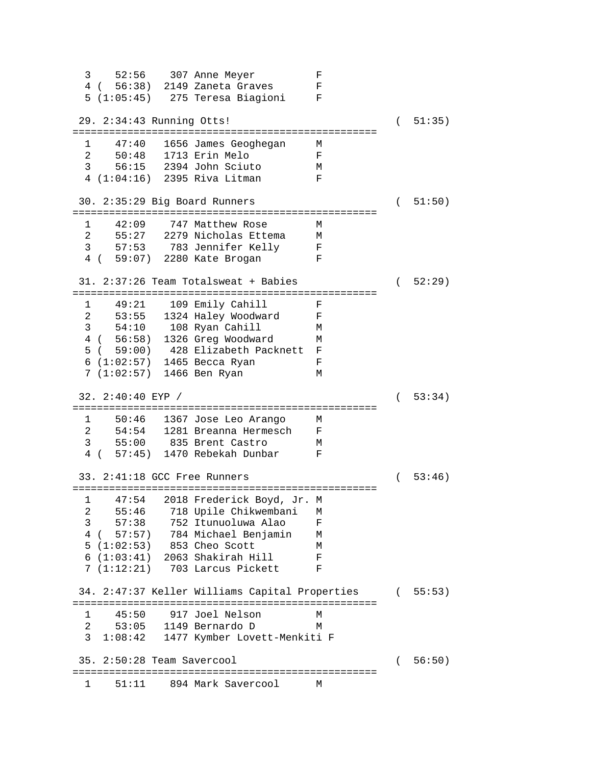```
  3    52:56    307 Anne Meyer          F
  4 (  56:38)  2149 Zaneta Graves       F
  5 (1:05:45)   275 Teresa Biagioni     F

 29. 2:34:43 Running Otts!                                  (  51:35)
==================================================
  1    47:40   1656 James Geoghegan     M
  2    50:48   1713 Erin Melo           F
  3    56:15   2394 John Sciuto         M
  4 (1:04:16)  2395 Riva Litman         F

 30. 2:35:29 Big Board Runners                              (  51:50)
==================================================
  1    42:09    747 Matthew Rose        M
  2    55:27   2279 Nicholas Ettema     M
  3    57:53    783 Jennifer Kelly      F
  4 (  59:07)  2280 Kate Brogan         F

 31. 2:37:26 Team Totalsweat + Babies                       (  52:29)
==================================================
  1    49:21    109 Emily Cahill        F
  2    53:55   1324 Haley Woodward      F
  3    54:10    108 Ryan Cahill         M
  4 (  56:58)  1326 Greg Woodward       M
  5 (  59:00)   428 Elizabeth Packnett  F
  6 (1:02:57)  1465 Becca Ryan          F
  7 (1:02:57)  1466 Ben Ryan            M

 32. 2:40:40 EYP /                                          (  53:34)
==================================================
  1    50:46   1367 Jose Leo Arango     M
  2    54:54   1281 Breanna Hermesch    F
  3    55:00    835 Brent Castro        M
  4 (  57:45)  1470 Rebekah Dunbar      F

 33. 2:41:18 GCC Free Runners                               (  53:46)
==================================================
  1    47:54   2018 Frederick Boyd, Jr. M
  2    55:46    718 Upile Chikwembani   M
  3    57:38    752 Itunuoluwa Alao     F
  4 (  57:57)   784 Michael Benjamin    M
  5 (1:02:53)   853 Cheo Scott          M
  6 (1:03:41)  2063 Shakirah Hill       F
  7 (1:12:21)   703 Larcus Pickett      F

 34. 2:47:37 Keller Williams Capital Properties             (  55:53)
==================================================
  1    45:50    917 Joel Nelson         M
  2    53:05   1149 Bernardo D          M
  3  1:08:42   1477 Kymber Lovett-Menkiti F

 35. 2:50:28 Team Savercool                                 (  56:50)
==================================================
  1    51:11    894 Mark Savercool      M
```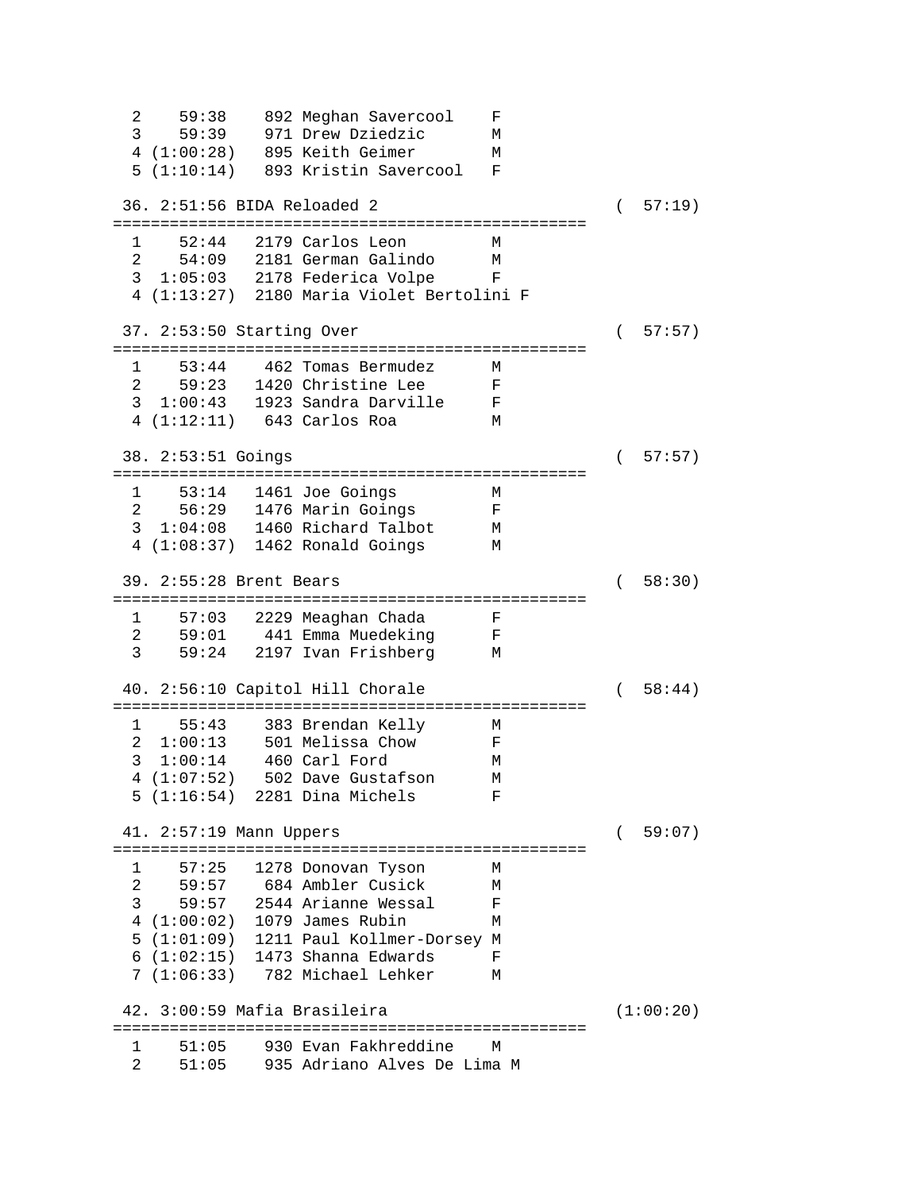```
  2    59:38    892 Meghan Savercool    F
  3    59:39    971 Drew Dziedzic       M
  4 (1:00:28)   895 Keith Geimer        M
  5 (1:10:14)   893 Kristin Savercool   F

 36. 2:51:56 BIDA Reloaded 2                          (  57:19)
=================================================
  1    52:44   2179 Carlos Leon         M
  2    54:09   2181 German Galindo      M
  3  1:05:03   2178 Federica Volpe      F
  4 (1:13:27)  2180 Maria Violet Bertolini F

 37. 2:53:50 Starting Over                            (  57:57)
=================================================
  1    53:44    462 Tomas Bermudez      M
  2    59:23   1420 Christine Lee       F
  3  1:00:43   1923 Sandra Darville     F
  4 (1:12:11)   643 Carlos Roa          M

 38. 2:53:51 Goings                                   (  57:57)
=================================================
  1    53:14   1461 Joe Goings          M
  2    56:29   1476 Marin Goings        F
  3  1:04:08   1460 Richard Talbot      M
  4 (1:08:37)  1462 Ronald Goings       M

 39. 2:55:28 Brent Bears                              (  58:30)
=================================================
  1    57:03   2229 Meaghan Chada       F
  2    59:01    441 Emma Muedeking      F
  3    59:24   2197 Ivan Frishberg      M

 40. 2:56:10 Capitol Hill Chorale                     (  58:44)
=================================================
  1    55:43    383 Brendan Kelly       M
  2  1:00:13    501 Melissa Chow        F
  3  1:00:14    460 Carl Ford           M
  4 (1:07:52)   502 Dave Gustafson      M
  5 (1:16:54)  2281 Dina Michels        F

 41. 2:57:19 Mann Uppers                              (  59:07)
=================================================
  1    57:25   1278 Donovan Tyson       M
  2    59:57    684 Ambler Cusick       M
  3    59:57   2544 Arianne Wessal      F
  4 (1:00:02)  1079 James Rubin         M
  5 (1:01:09)  1211 Paul Kollmer-Dorsey M
  6 (1:02:15)  1473 Shanna Edwards      F
  7 (1:06:33)   782 Michael Lehker      M

 42. 3:00:59 Mafia Brasileira                         (1:00:20)
=================================================
  1    51:05    930 Evan Fakhreddine    M
  2    51:05    935 Adriano Alves De Lima M
```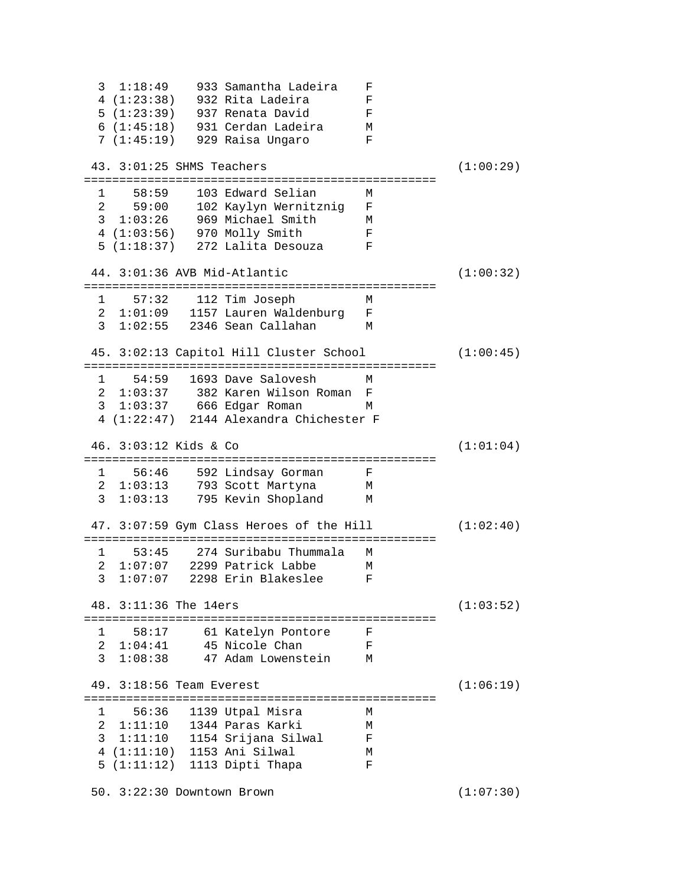```
  3  1:18:49    933 Samantha Ladeira    F
  4 (1:23:38)   932 Rita Ladeira        F
  5 (1:23:39)   937 Renata David        F
  6 (1:45:18)   931 Cerdan Ladeira      M
  7 (1:45:19)   929 Raisa Ungaro        F

 43. 3:01:25 SHMS Teachers                            (1:00:29)
=================================================
  1    58:59    103 Edward Selian       M
  2    59:00    102 Kaylyn Wernitznig   F
  3  1:03:26    969 Michael Smith       M
  4 (1:03:56)   970 Molly Smith         F
  5 (1:18:37)   272 Lalita Desouza      F

 44. 3:01:36 AVB Mid-Atlantic                         (1:00:32)
=================================================
  1    57:32    112 Tim Joseph          M
  2  1:01:09   1157 Lauren Waldenburg   F
  3  1:02:55   2346 Sean Callahan       M

 45. 3:02:13 Capitol Hill Cluster School              (1:00:45)
=================================================
  1    54:59   1693 Dave Salovesh       M
  2  1:03:37    382 Karen Wilson Roman  F
  3  1:03:37    666 Edgar Roman         M
  4 (1:22:47)  2144 Alexandra Chichester F

 46. 3:03:12 Kids & Co                                (1:01:04)
=================================================
  1    56:46    592 Lindsay Gorman      F
  2  1:03:13    793 Scott Martyna       M
  3  1:03:13    795 Kevin Shopland      M

 47. 3:07:59 Gym Class Heroes of the Hill             (1:02:40)
=================================================
  1    53:45    274 Suribabu Thummala   M
  2  1:07:07   2299 Patrick Labbe       M
  3  1:07:07   2298 Erin Blakeslee      F

 48. 3:11:36 The 14ers                                (1:03:52)
=================================================
  1    58:17     61 Katelyn Pontore     F
  2  1:04:41     45 Nicole Chan         F
  3  1:08:38     47 Adam Lowenstein     M

 49. 3:18:56 Team Everest                             (1:06:19)
=================================================
  1    56:36   1139 Utpal Misra         M
  2  1:11:10   1344 Paras Karki         M
  3  1:11:10   1154 Srijana Silwal      F
  4 (1:11:10)  1153 Ani Silwal          M
  5 (1:11:12)  1113 Dipti Thapa         F

 50. 3:22:30 Downtown Brown                           (1:07:30)
```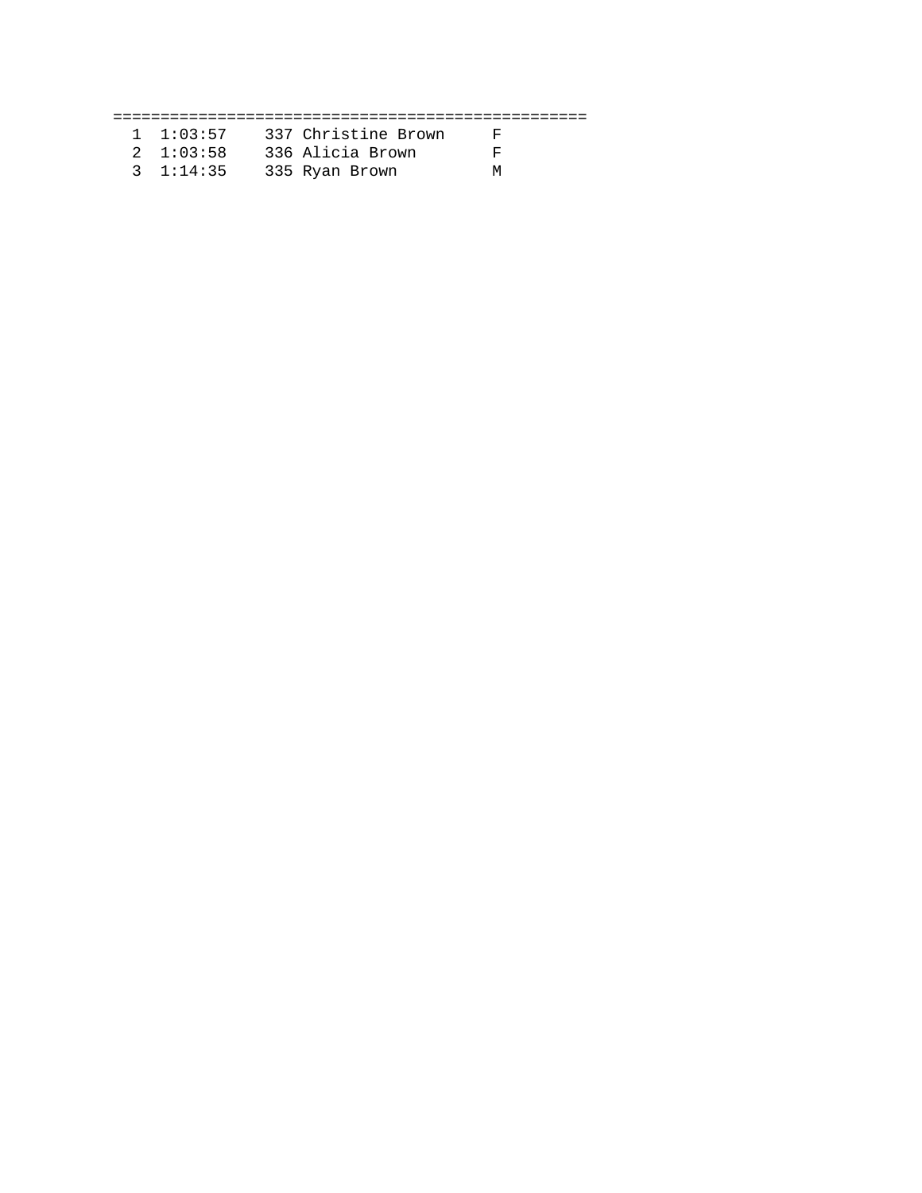| | | | | |
|---|---|---|---|---|
| 1 | 1:03:57 | 337 | Christine Brown | F |
| 2 | 1:03:58 | 336 | Alicia Brown | F |
| 3 | 1:14:35 | 335 | Ryan Brown | M |